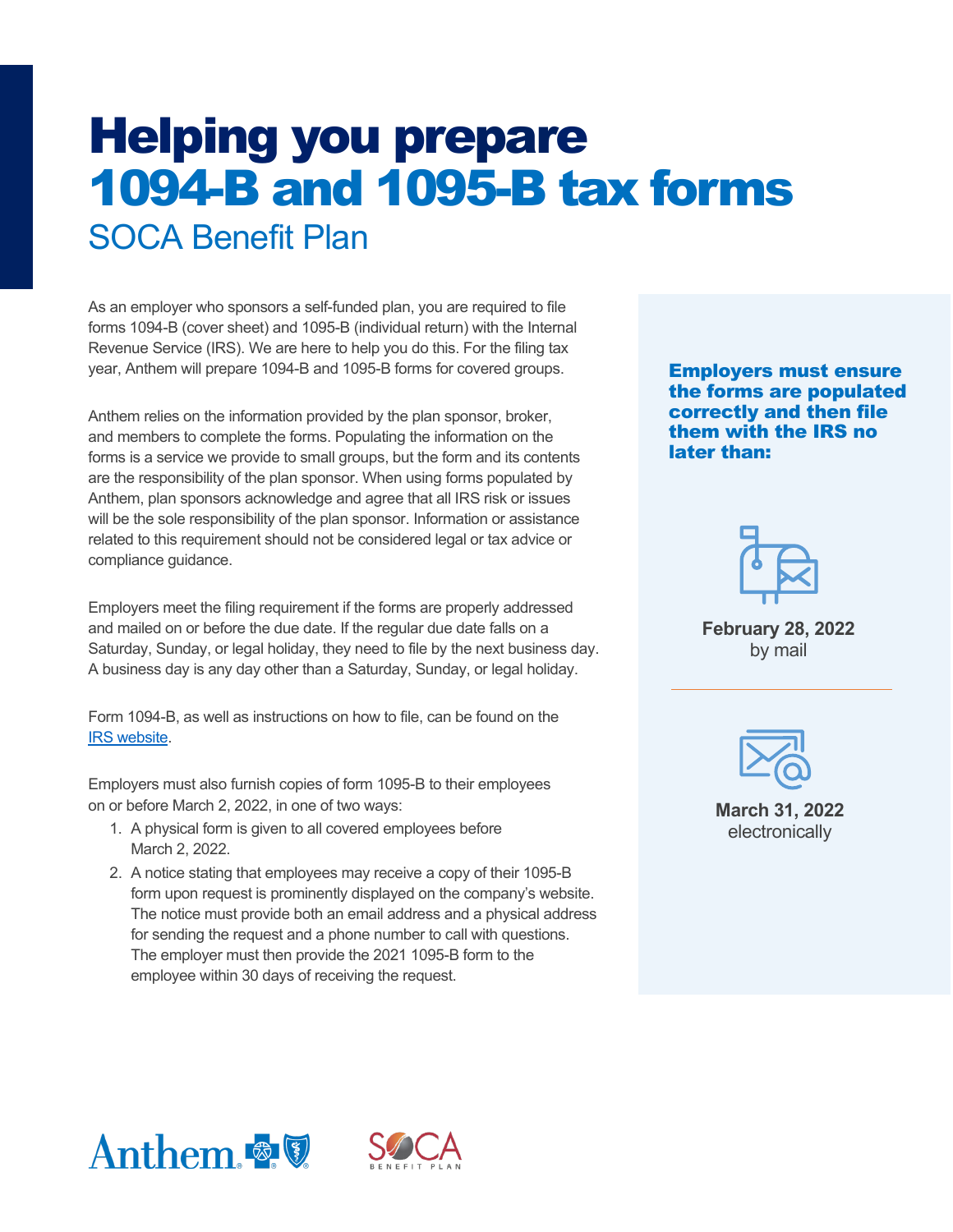# Helping you prepare 1094-B and 1095-B tax forms

## SOCA Benefit Plan

As an employer who sponsors a self-funded plan, you are required to file forms 1094-B (cover sheet) and 1095-B (individual return) with the Internal Revenue Service (IRS). We are here to help you do this. For the filing tax year, Anthem will prepare 1094-B and 1095-B forms for covered groups.

Anthem relies on the information provided by the plan sponsor, broker, and members to complete the forms. Populating the information on the forms is a service we provide to small groups, but the form and its contents are the responsibility of the plan sponsor. When using forms populated by Anthem, plan sponsors acknowledge and agree that all IRS risk or issues will be the sole responsibility of the plan sponsor. Information or assistance related to this requirement should not be considered legal or tax advice or compliance guidance.

Employers meet the filing requirement if the forms are properly addressed and mailed on or before the due date. If the regular due date falls on a Saturday, Sunday, or legal holiday, they need to file by the next business day. A business day is any day other than a Saturday, Sunday, or legal holiday.

Form 1094-B, as well as instructions on how to file, can be found on the IRS website.

Employers must also furnish copies of form 1095-B to their employees on or before March 2, 2022, in one of two ways:

1. A physical form is given to all covered employees before March 2, 2022.
2. A notice stating that employees may receive a copy of their 1095-B form upon request is prominently displayed on the company's website. The notice must provide both an email address and a physical address for sending the request and a phone number to call with questions. The employer must then provide the 2021 1095-B form to the employee within 30 days of receiving the request.

**Employers must ensure the forms are populated correctly and then file them with the IRS no later than:**

**February 28, 2022**
by mail

**March 31, 2022**
electronically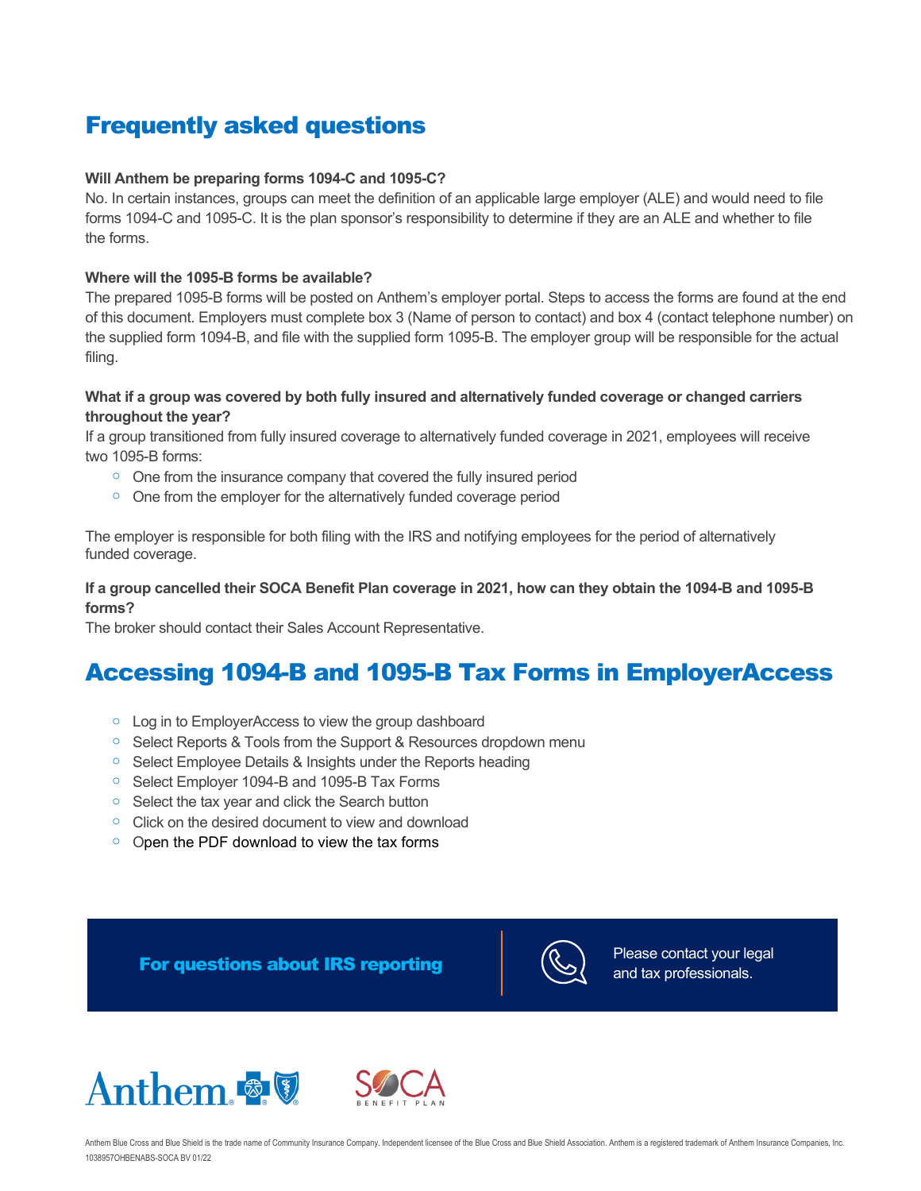# Frequently asked questions

**Will Anthem be preparing forms 1094-C and 1095-C?**

No. In certain instances, groups can meet the definition of an applicable large employer (ALE) and would need to file forms 1094-C and 1095-C. It is the plan sponsor's responsibility to determine if they are an ALE and whether to file the forms.

**Where will the 1095-B forms be available?**

The prepared 1095-B forms will be posted on Anthem's employer portal. Steps to access the forms are found at the end of this document. Employers must complete box 3 (Name of person to contact) and box 4 (contact telephone number) on the supplied form 1094-B, and file with the supplied form 1095-B. The employer group will be responsible for the actual filing.

**What if a group was covered by both fully insured and alternatively funded coverage or changed carriers throughout the year?**

If a group transitioned from fully insured coverage to alternatively funded coverage in 2021, employees will receive two 1095-B forms:

- One from the insurance company that covered the fully insured period
- One from the employer for the alternatively funded coverage period

The employer is responsible for both filing with the IRS and notifying employees for the period of alternatively funded coverage.

**If a group cancelled their SOCA Benefit Plan coverage in 2021, how can they obtain the 1094-B and 1095-B forms?**

The broker should contact their Sales Account Representative.

# Accessing 1094-B and 1095-B Tax Forms in EmployerAccess

- Log in to EmployerAccess to view the group dashboard
- Select Reports & Tools from the Support & Resources dropdown menu
- Select Employee Details & Insights under the Reports heading
- Select Employer 1094-B and 1095-B Tax Forms
- Select the tax year and click the Search button
- Click on the desired document to view and download
- Open the PDF download to view the tax forms

**For questions about IRS reporting**

Please contact your legal and tax professionals.

Anthem Blue Cross and Blue Shield is the trade name of Community Insurance Company. Independent licensee of the Blue Cross and Blue Shield Association. Anthem is a registered trademark of Anthem Insurance Companies, Inc.
1038957OHBENABS-SOCA BV 01/22